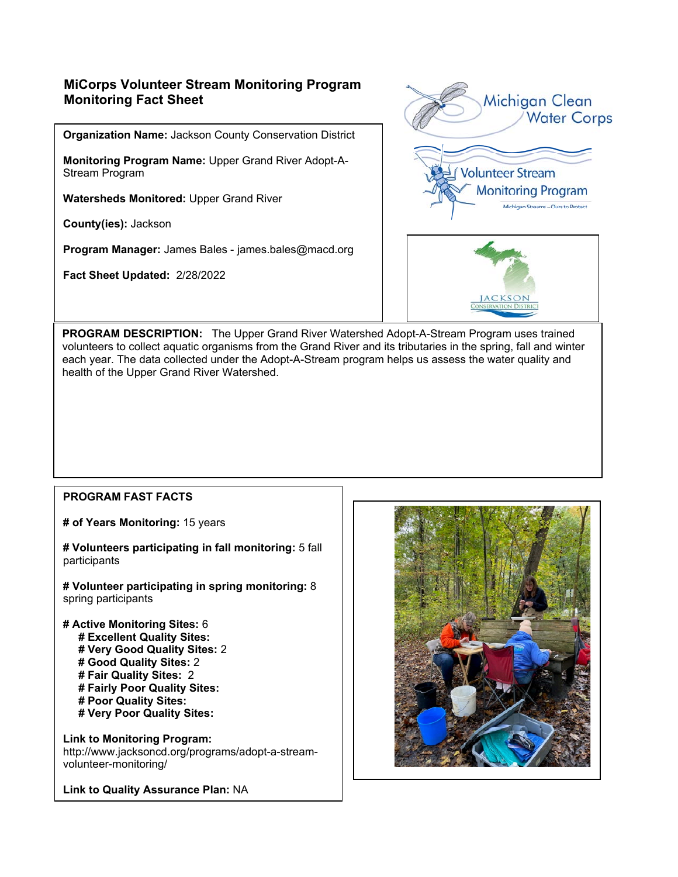# MiCorps Volunteer Stream Monitoring Program
# Monitoring Fact Sheet

**Organization Name:** Jackson County Conservation District

**Monitoring Program Name:** Upper Grand River Adopt-A-Stream Program

**Watersheds Monitored:** Upper Grand River

**County(ies):** Jackson

**Program Manager:** James Bales - james.bales@macd.org

**Fact Sheet Updated:** 2/28/2022

Michigan Clean Water Corps

Volunteer Stream Monitoring Program

Michigan Streams – Ours to Protect

JACKSON CONSERVATION DISTRICT

**PROGRAM DESCRIPTION:** The Upper Grand River Watershed Adopt-A-Stream Program uses trained volunteers to collect aquatic organisms from the Grand River and its tributaries in the spring, fall and winter each year. The data collected under the Adopt-A-Stream program helps us assess the water quality and health of the Upper Grand River Watershed.

**PROGRAM FAST FACTS**

**# of Years Monitoring:** 15 years

**# Volunteers participating in fall monitoring:** 5 fall participants

**# Volunteer participating in spring monitoring:** 8 spring participants

**# Active Monitoring Sites:** 6
- **# Excellent Quality Sites:**
- **# Very Good Quality Sites:** 2
- **# Good Quality Sites:** 2
- **# Fair Quality Sites:** 2
- **# Fairly Poor Quality Sites:**
- **# Poor Quality Sites:**
- **# Very Poor Quality Sites:**

**Link to Monitoring Program:** http://www.jacksoncd.org/programs/adopt-a-stream-volunteer-monitoring/

**Link to Quality Assurance Plan:** NA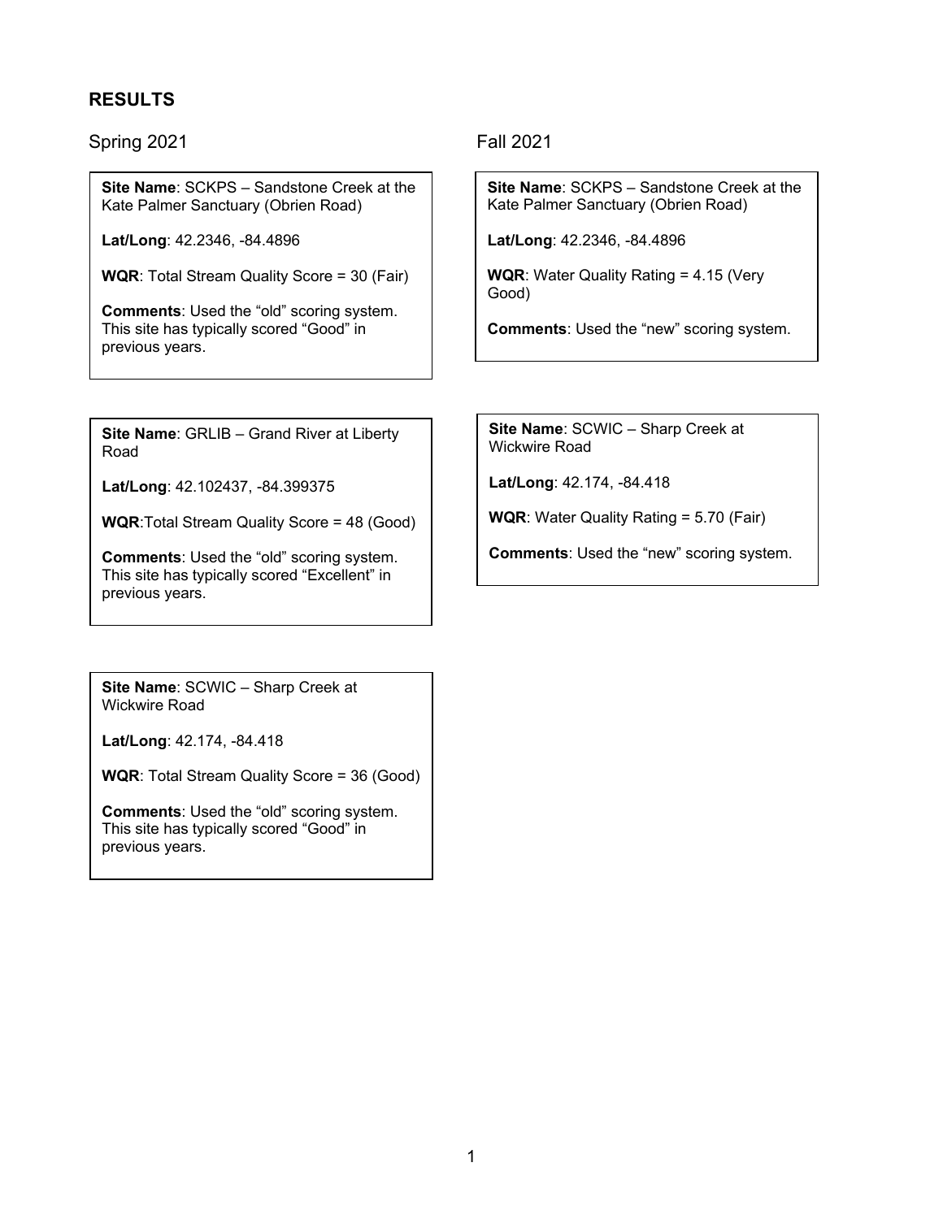## RESULTS

### Spring 2021

**Site Name**: SCKPS – Sandstone Creek at the Kate Palmer Sanctuary (Obrien Road)

**Lat/Long**: 42.2346, -84.4896

**WQR**: Total Stream Quality Score = 30 (Fair)

**Comments**: Used the "old" scoring system. This site has typically scored "Good" in previous years.

**Site Name**: GRLIB – Grand River at Liberty Road

**Lat/Long**: 42.102437, -84.399375

**WQR**:Total Stream Quality Score = 48 (Good)

**Comments**: Used the "old" scoring system. This site has typically scored "Excellent" in previous years.

**Site Name**: SCWIC – Sharp Creek at Wickwire Road

**Lat/Long**: 42.174, -84.418

**WQR**: Total Stream Quality Score = 36 (Good)

**Comments**: Used the "old" scoring system. This site has typically scored "Good" in previous years.

### Fall 2021

**Site Name**: SCKPS – Sandstone Creek at the Kate Palmer Sanctuary (Obrien Road)

**Lat/Long**: 42.2346, -84.4896

**WQR**: Water Quality Rating = 4.15 (Very Good)

**Comments**: Used the "new" scoring system.

**Site Name**: SCWIC – Sharp Creek at Wickwire Road

**Lat/Long**: 42.174, -84.418

**WQR**: Water Quality Rating = 5.70 (Fair)

**Comments**: Used the "new" scoring system.